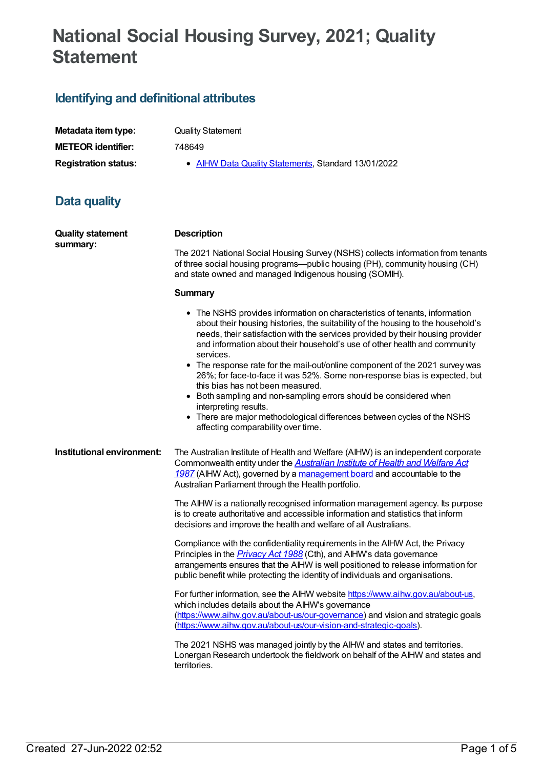# National Social Housing Survey, 2021; Quality Statement

## Identifying and definitional attributes

| | |
|---|---|
| **Metadata item type:** | Quality Statement |
| **METEOR identifier:** | 748649 |
| **Registration status:** | • AIHW Data Quality Statements, Standard 13/01/2022 |

## Data quality

**Quality statement summary:**

**Description**

The 2021 National Social Housing Survey (NSHS) collects information from tenants of three social housing programs—public housing (PH), community housing (CH) and state owned and managed Indigenous housing (SOMIH).

**Summary**

- The NSHS provides information on characteristics of tenants, information about their housing histories, the suitability of the housing to the household's needs, their satisfaction with the services provided by their housing provider and information about their household's use of other health and community services.
- The response rate for the mail-out/online component of the 2021 survey was 26%; for face-to-face it was 52%. Some non-response bias is expected, but this bias has not been measured.
- Both sampling and non-sampling errors should be considered when interpreting results.
- There are major methodological differences between cycles of the NSHS affecting comparability over time.

**Institutional environment:**

The Australian Institute of Health and Welfare (AIHW) is an independent corporate Commonwealth entity under the *Australian Institute of Health and Welfare Act 1987* (AIHW Act), governed by a management board and accountable to the Australian Parliament through the Health portfolio.

The AIHW is a nationally recognised information management agency. Its purpose is to create authoritative and accessible information and statistics that inform decisions and improve the health and welfare of all Australians.

Compliance with the confidentiality requirements in the AIHW Act, the Privacy Principles in the *Privacy Act 1988* (Cth), and AIHW's data governance arrangements ensures that the AIHW is well positioned to release information for public benefit while protecting the identity of individuals and organisations.

For further information, see the AIHW website https://www.aihw.gov.au/about-us, which includes details about the AIHW's governance (https://www.aihw.gov.au/about-us/our-governance) and vision and strategic goals (https://www.aihw.gov.au/about-us/our-vision-and-strategic-goals).

The 2021 NSHS was managed jointly by the AIHW and states and territories. Lonergan Research undertook the fieldwork on behalf of the AIHW and states and territories.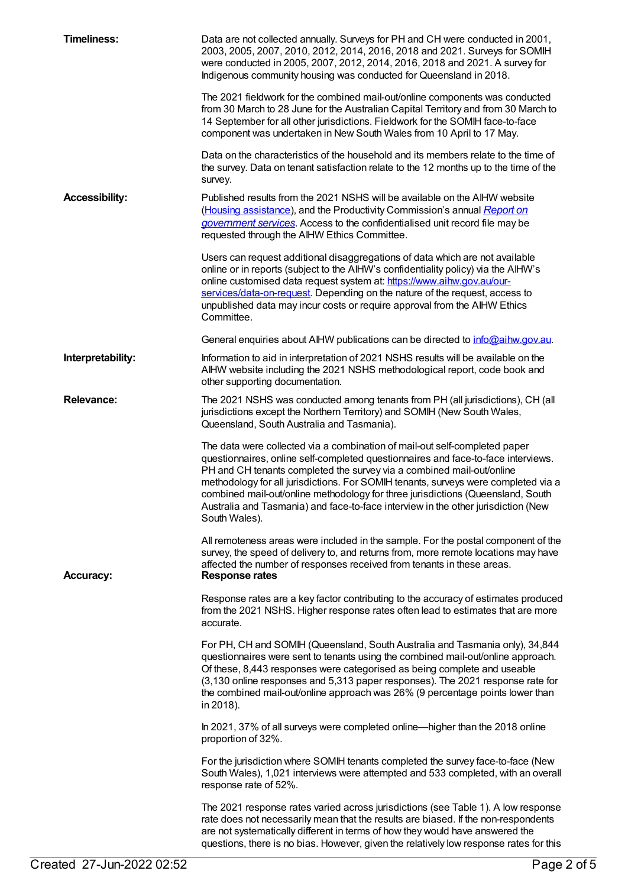**Timeliness:**

Data are not collected annually. Surveys for PH and CH were conducted in 2001, 2003, 2005, 2007, 2010, 2012, 2014, 2016, 2018 and 2021. Surveys for SOMIH were conducted in 2005, 2007, 2012, 2014, 2016, 2018 and 2021. A survey for Indigenous community housing was conducted for Queensland in 2018.

The 2021 fieldwork for the combined mail-out/online components was conducted from 30 March to 28 June for the Australian Capital Territory and from 30 March to 14 September for all other jurisdictions. Fieldwork for the SOMIH face-to-face component was undertaken in New South Wales from 10 April to 17 May.

Data on the characteristics of the household and its members relate to the time of the survey. Data on tenant satisfaction relate to the 12 months up to the time of the survey.

**Accessibility:**

Published results from the 2021 NSHS will be available on the AIHW website (Housing assistance), and the Productivity Commission's annual *Report on government services*. Access to the confidentialised unit record file may be requested through the AIHW Ethics Committee.

Users can request additional disaggregations of data which are not available online or in reports (subject to the AIHW's confidentiality policy) via the AIHW's online customised data request system at: https://www.aihw.gov.au/our-services/data-on-request. Depending on the nature of the request, access to unpublished data may incur costs or require approval from the AIHW Ethics Committee.

General enquiries about AIHW publications can be directed to info@aihw.gov.au.

**Interpretability:**

Information to aid in interpretation of 2021 NSHS results will be available on the AIHW website including the 2021 NSHS methodological report, code book and other supporting documentation.

**Relevance:**

The 2021 NSHS was conducted among tenants from PH (all jurisdictions), CH (all jurisdictions except the Northern Territory) and SOMIH (New South Wales, Queensland, South Australia and Tasmania).

The data were collected via a combination of mail-out self-completed paper questionnaires, online self-completed questionnaires and face-to-face interviews. PH and CH tenants completed the survey via a combined mail-out/online methodology for all jurisdictions. For SOMIH tenants, surveys were completed via a combined mail-out/online methodology for three jurisdictions (Queensland, South Australia and Tasmania) and face-to-face interview in the other jurisdiction (New South Wales).

All remoteness areas were included in the sample. For the postal component of the survey, the speed of delivery to, and returns from, more remote locations may have affected the number of responses received from tenants in these areas.

**Accuracy:**

**Response rates**

Response rates are a key factor contributing to the accuracy of estimates produced from the 2021 NSHS. Higher response rates often lead to estimates that are more accurate.

For PH, CH and SOMIH (Queensland, South Australia and Tasmania only), 34,844 questionnaires were sent to tenants using the combined mail-out/online approach. Of these, 8,443 responses were categorised as being complete and useable (3,130 online responses and 5,313 paper responses). The 2021 response rate for the combined mail-out/online approach was 26% (9 percentage points lower than in 2018).

In 2021, 37% of all surveys were completed online—higher than the 2018 online proportion of 32%.

For the jurisdiction where SOMIH tenants completed the survey face-to-face (New South Wales), 1,021 interviews were attempted and 533 completed, with an overall response rate of 52%.

The 2021 response rates varied across jurisdictions (see Table 1). A low response rate does not necessarily mean that the results are biased. If the non-respondents are not systematically different in terms of how they would have answered the questions, there is no bias. However, given the relatively low response rates for this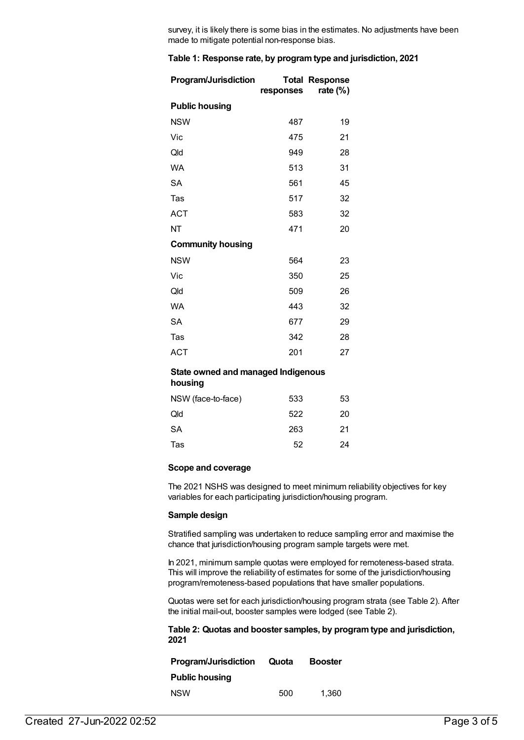survey, it is likely there is some bias in the estimates. No adjustments have been made to mitigate potential non-response bias.

**Table 1: Response rate, by program type and jurisdiction, 2021**

| Program/Jurisdiction | Total responses | Response rate (%) |
|---|---|---|
| **Public housing** | | |
| NSW | 487 | 19 |
| Vic | 475 | 21 |
| Qld | 949 | 28 |
| WA | 513 | 31 |
| SA | 561 | 45 |
| Tas | 517 | 32 |
| ACT | 583 | 32 |
| NT | 471 | 20 |
| **Community housing** | | |
| NSW | 564 | 23 |
| Vic | 350 | 25 |
| Qld | 509 | 26 |
| WA | 443 | 32 |
| SA | 677 | 29 |
| Tas | 342 | 28 |
| ACT | 201 | 27 |
| **State owned and managed Indigenous housing** | | |
| NSW (face-to-face) | 533 | 53 |
| Qld | 522 | 20 |
| SA | 263 | 21 |
| Tas | 52 | 24 |

**Scope and coverage**

The 2021 NSHS was designed to meet minimum reliability objectives for key variables for each participating jurisdiction/housing program.

**Sample design**

Stratified sampling was undertaken to reduce sampling error and maximise the chance that jurisdiction/housing program sample targets were met.

In 2021, minimum sample quotas were employed for remoteness-based strata. This will improve the reliability of estimates for some of the jurisdiction/housing program/remoteness-based populations that have smaller populations.

Quotas were set for each jurisdiction/housing program strata (see Table 2). After the initial mail-out, booster samples were lodged (see Table 2).

**Table 2: Quotas and booster samples, by program type and jurisdiction, 2021**

| Program/Jurisdiction | Quota | Booster |
|---|---|---|
| **Public housing** | | |
| NSW | 500 | 1,360 |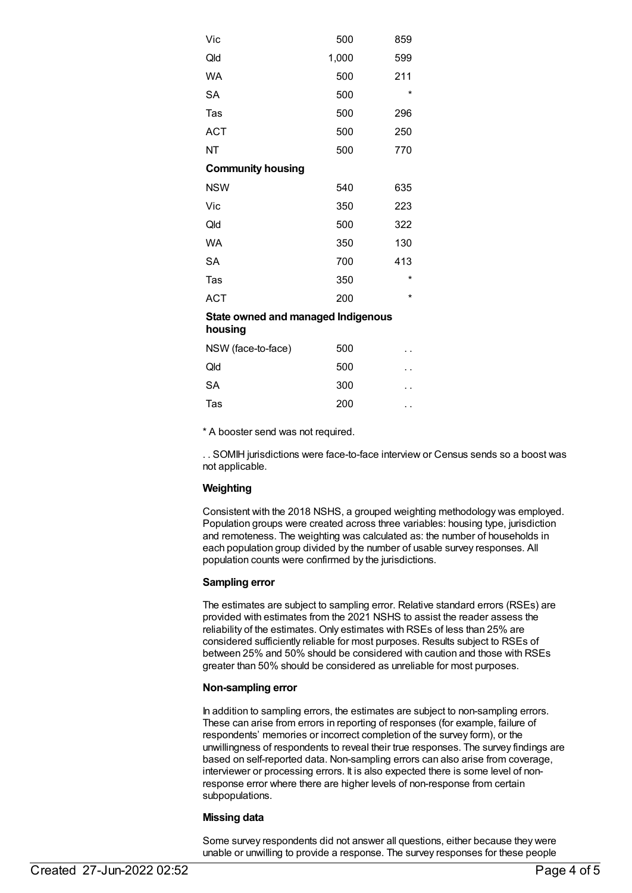| | | |
|---|---|---|
| Vic | 500 | 859 |
| Qld | 1,000 | 599 |
| WA | 500 | 211 |
| SA | 500 | * |
| Tas | 500 | 296 |
| ACT | 500 | 250 |
| NT | 500 | 770 |
| **Community housing** | | |
| NSW | 540 | 635 |
| Vic | 350 | 223 |
| Qld | 500 | 322 |
| WA | 350 | 130 |
| SA | 700 | 413 |
| Tas | 350 | * |
| ACT | 200 | * |
| **State owned and managed Indigenous housing** | | |
| NSW (face-to-face) | 500 | . . |
| Qld | 500 | . . |
| SA | 300 | . . |
| Tas | 200 | . . |

* A booster send was not required.

. . SOMIH jurisdictions were face-to-face interview or Census sends so a boost was not applicable.

### Weighting

Consistent with the 2018 NSHS, a grouped weighting methodology was employed. Population groups were created across three variables: housing type, jurisdiction and remoteness. The weighting was calculated as: the number of households in each population group divided by the number of usable survey responses. All population counts were confirmed by the jurisdictions.

### Sampling error

The estimates are subject to sampling error. Relative standard errors (RSEs) are provided with estimates from the 2021 NSHS to assist the reader assess the reliability of the estimates. Only estimates with RSEs of less than 25% are considered sufficiently reliable for most purposes. Results subject to RSEs of between 25% and 50% should be considered with caution and those with RSEs greater than 50% should be considered as unreliable for most purposes.

### Non-sampling error

In addition to sampling errors, the estimates are subject to non-sampling errors. These can arise from errors in reporting of responses (for example, failure of respondents' memories or incorrect completion of the survey form), or the unwillingness of respondents to reveal their true responses. The survey findings are based on self-reported data. Non-sampling errors can also arise from coverage, interviewer or processing errors. It is also expected there is some level of non-response error where there are higher levels of non-response from certain subpopulations.

### Missing data

Some survey respondents did not answer all questions, either because they were unable or unwilling to provide a response. The survey responses for these people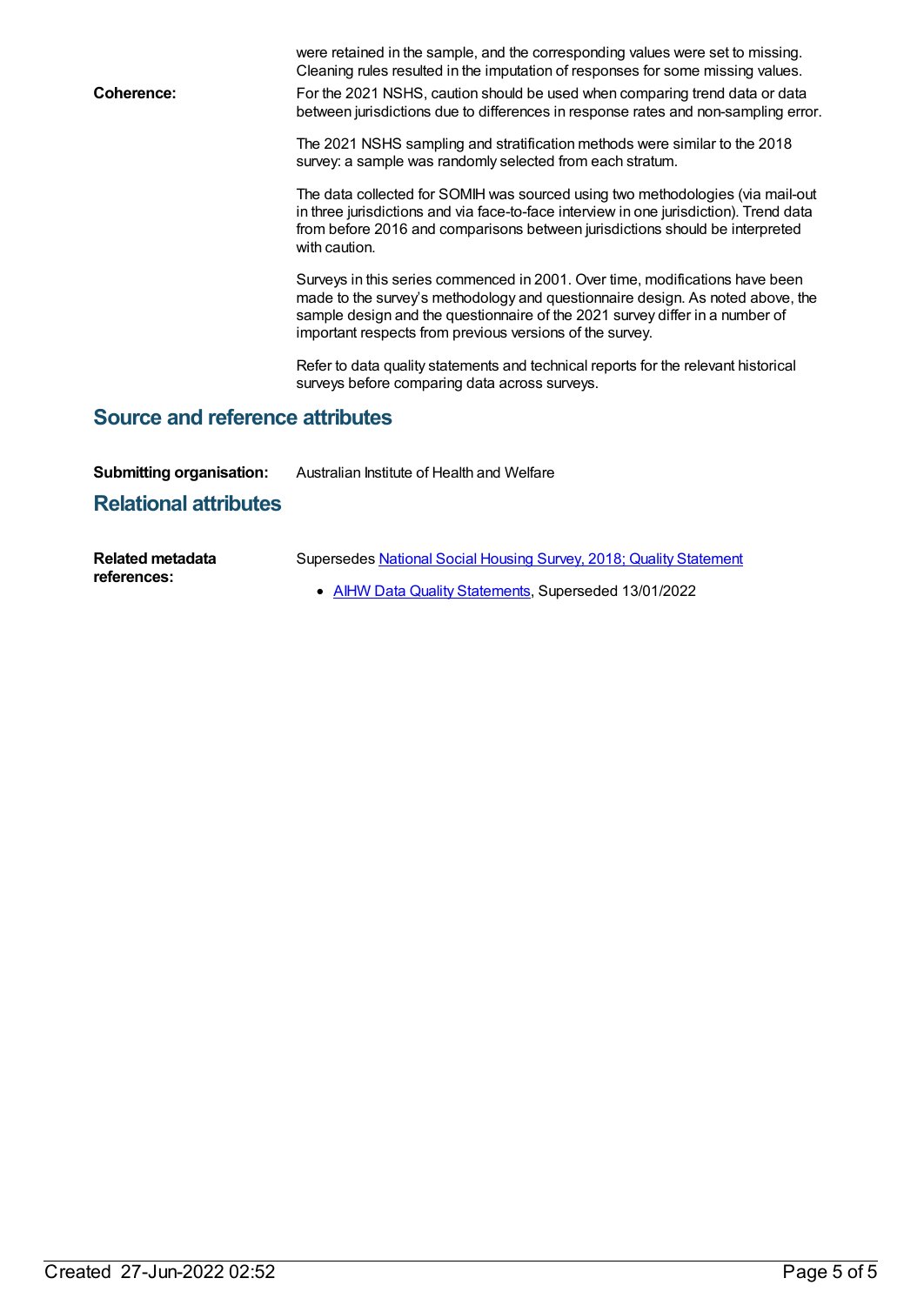were retained in the sample, and the corresponding values were set to missing. Cleaning rules resulted in the imputation of responses for some missing values.

**Coherence:**

For the 2021 NSHS, caution should be used when comparing trend data or data between jurisdictions due to differences in response rates and non-sampling error.

The 2021 NSHS sampling and stratification methods were similar to the 2018 survey: a sample was randomly selected from each stratum.

The data collected for SOMIH was sourced using two methodologies (via mail-out in three jurisdictions and via face-to-face interview in one jurisdiction). Trend data from before 2016 and comparisons between jurisdictions should be interpreted with caution.

Surveys in this series commenced in 2001. Over time, modifications have been made to the survey's methodology and questionnaire design. As noted above, the sample design and the questionnaire of the 2021 survey differ in a number of important respects from previous versions of the survey.

Refer to data quality statements and technical reports for the relevant historical surveys before comparing data across surveys.

## Source and reference attributes

**Submitting organisation:** Australian Institute of Health and Welfare

## Relational attributes

**Related metadata references:**

Supersedes National Social Housing Survey, 2018; Quality Statement

- AIHW Data Quality Statements, Superseded 13/01/2022